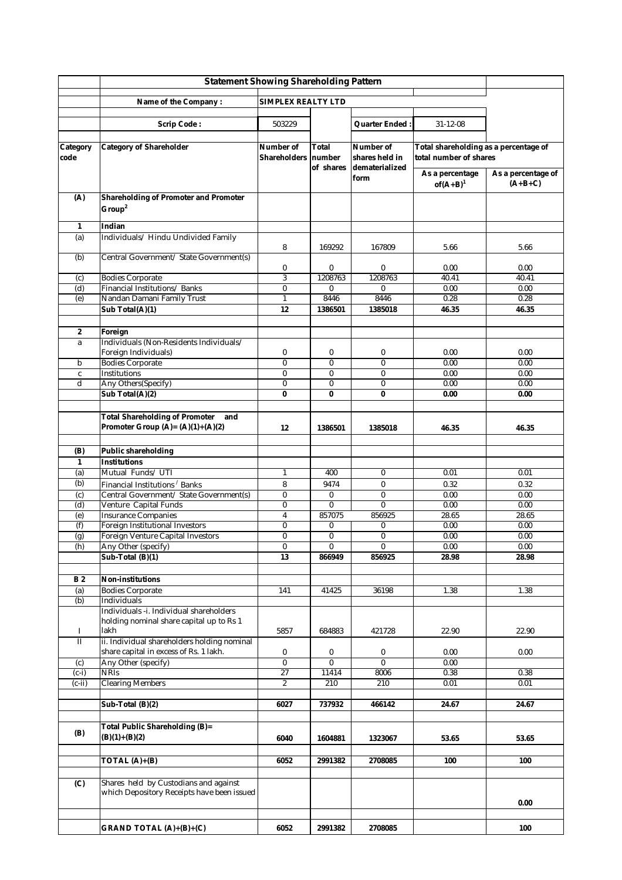## Statement Showing Shareholding Pattern

| | | | | | | |
|---|---|---|---|---|---|---|
| | Name of the Company : | SIMPLEX REALTY LTD | | | | |
| | Scrip Code : | 503229 | | Quarter Ended : | 31-12-08 | |

| Category code | Category of Shareholder | Number of Shareholders | Total number of shares | Number of shares held in dematerialized form | Total shareholding as a percentage of total number of shares | |
|---|---|---|---|---|---|---|
| | | | | | As a percentage of(A+B)[1] | As a percentage of (A+B+C) |
| **(A)** | **Shareholding of Promoter and Promoter Group[2]** | | | | | |
| **1** | **Indian** | | | | | |
| (a) | Individuals/ Hindu Undivided Family | 8 | 169292 | 167809 | 5.66 | 5.66 |
| (b) | Central Government/ State Government(s) | 0 | 0 | 0 | 0.00 | 0.00 |
| (c) | Bodies Corporate | 3 | 1208763 | 1208763 | 40.41 | 40.41 |
| (d) | Financial Institutions/ Banks | 0 | 0 | 0 | 0.00 | 0.00 |
| (e) | Nandan Damani Family Trust | 1 | 8446 | 8446 | 0.28 | 0.28 |
| | **Sub Total(A)(1)** | **12** | **1386501** | **1385018** | **46.35** | **46.35** |
| **2** | **Foreign** | | | | | |
| a | Individuals (Non-Residents Individuals/ Foreign Individuals) | 0 | 0 | 0 | 0.00 | 0.00 |
| b | Bodies Corporate | 0 | 0 | 0 | 0.00 | 0.00 |
| c | Institutions | 0 | 0 | 0 | 0.00 | 0.00 |
| d | Any Others(Specify) | 0 | 0 | 0 | 0.00 | 0.00 |
| | **Sub Total(A)(2)** | **0** | **0** | **0** | **0.00** | **0.00** |
| | **Total Shareholding of Promoter and Promoter Group (A)= (A)(1)+(A)(2)** | **12** | **1386501** | **1385018** | **46.35** | **46.35** |
| **(B)** | **Public shareholding** | | | | | |
| **1** | **Institutions** | | | | | |
| (a) | Mutual Funds/ UTI | 1 | 400 | 0 | 0.01 | 0.01 |
| (b) | Financial Institutions / Banks | 8 | 9474 | 0 | 0.32 | 0.32 |
| (c) | Central Government/ State Government(s) | 0 | 0 | 0 | 0.00 | 0.00 |
| (d) | Venture Capital Funds | 0 | 0 | 0 | 0.00 | 0.00 |
| (e) | Insurance Companies | 4 | 857075 | 856925 | 28.65 | 28.65 |
| (f) | Foreign Institutional Investors | 0 | 0 | 0 | 0.00 | 0.00 |
| (g) | Foreign Venture Capital Investors | 0 | 0 | 0 | 0.00 | 0.00 |
| (h) | Any Other (specify) | 0 | 0 | 0 | 0.00 | 0.00 |
| | **Sub-Total (B)(1)** | **13** | **866949** | **856925** | **28.98** | **28.98** |
| **B 2** | **Non-institutions** | | | | | |
| (a) | Bodies Corporate | 141 | 41425 | 36198 | 1.38 | 1.38 |
| (b) | Individuals | | | | | |
| I | Individuals -i. Individual shareholders holding nominal share capital up to Rs 1 lakh | 5857 | 684883 | 421728 | 22.90 | 22.90 |
| II | ii. Individual shareholders holding nominal share capital in excess of Rs. 1 lakh. | 0 | 0 | 0 | 0.00 | 0.00 |
| (c) | Any Other (specify) | 0 | 0 | 0 | 0.00 | |
| (c-i) | NRIs | 27 | 11414 | 8006 | 0.38 | 0.38 |
| (c-ii) | Clearing Members | 2 | 210 | 210 | 0.01 | 0.01 |
| | **Sub-Total (B)(2)** | **6027** | **737932** | **466142** | **24.67** | **24.67** |
| **(B)** | **Total Public Shareholding (B)= (B)(1)+(B)(2)** | **6040** | **1604881** | **1323067** | **53.65** | **53.65** |
| | **TOTAL (A)+(B)** | **6052** | **2991382** | **2708085** | **100** | **100** |
| **(C)** | Shares held by Custodians and against which Depository Receipts have been issued | | | | | **0.00** |
| | **GRAND TOTAL (A)+(B)+(C)** | **6052** | **2991382** | **2708085** | | **100** |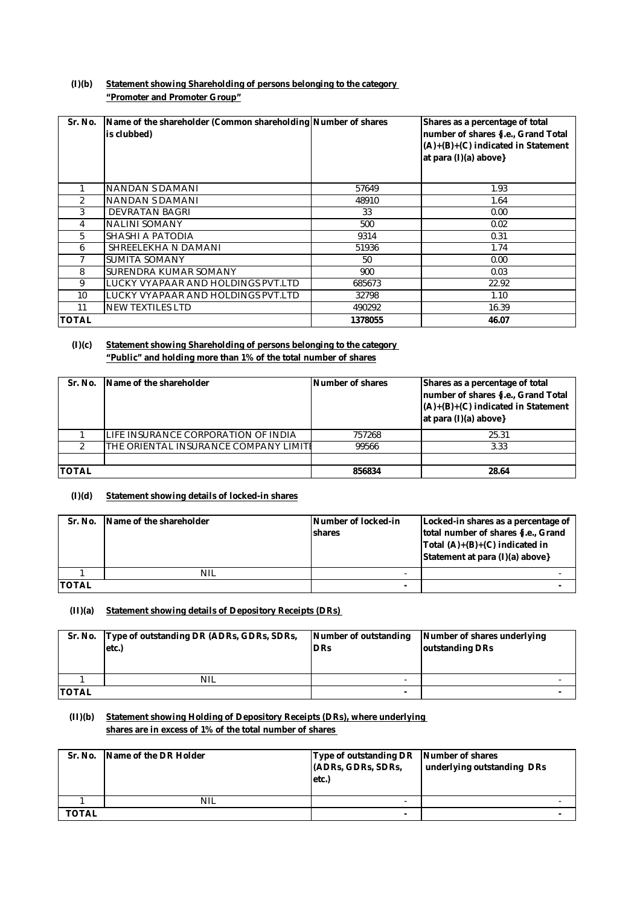**(I)(b) Statement showing Shareholding of persons belonging to the category "Promoter and Promoter Group"**

| Sr. No. | Name of the shareholder (Common shareholding is clubbed) | Number of shares | Shares as a percentage of total number of shares {i.e., Grand Total (A)+(B)+(C) indicated in Statement at para (I)(a) above} |
|---|---|---|---|
| 1 | NANDAN S DAMANI | 57649 | 1.93 |
| 2 | NANDAN S DAMANI | 48910 | 1.64 |
| 3 | DEVRATAN BAGRI | 33 | 0.00 |
| 4 | NALINI SOMANY | 500 | 0.02 |
| 5 | SHASHI A PATODIA | 9314 | 0.31 |
| 6 | SHREELEKHA N DAMANI | 51936 | 1.74 |
| 7 | SUMITA SOMANY | 50 | 0.00 |
| 8 | SURENDRA KUMAR SOMANY | 900 | 0.03 |
| 9 | LUCKY VYAPAAR AND HOLDINGS PVT.LTD | 685673 | 22.92 |
| 10 | LUCKY VYAPAAR AND HOLDINGS PVT.LTD | 32798 | 1.10 |
| 11 | NEW TEXTILES LTD | 490292 | 16.39 |
| **TOTAL** | | **1378055** | **46.07** |

**(I)(c) Statement showing Shareholding of persons belonging to the category "Public" and holding more than 1% of the total number of shares**

| Sr. No. | Name of the shareholder | Number of shares | Shares as a percentage of total number of shares {i.e., Grand Total (A)+(B)+(C) indicated in Statement at para (I)(a) above} |
|---|---|---|---|
| 1 | LIFE INSURANCE CORPORATION OF INDIA | 757268 | 25.31 |
| 2 | THE ORIENTAL INSURANCE COMPANY LIMITI | 99566 | 3.33 |
| | | | |
| **TOTAL** | | **856834** | **28.64** |

**(I)(d) Statement showing details of locked-in shares**

| Sr. No. | Name of the shareholder | Number of locked-in shares | Locked-in shares as a percentage of total number of shares {i.e., Grand Total (A)+(B)+(C) indicated in Statement at para (I)(a) above} |
|---|---|---|---|
| 1 | NIL | - | - |
| **TOTAL** | | **-** | **-** |

**(II)(a) Statement showing details of Depository Receipts (DRs)**

| Sr. No. | Type of outstanding DR (ADRs, GDRs, SDRs, etc.) | Number of outstanding DRs | Number of shares underlying outstanding DRs |
|---|---|---|---|
| 1 | NIL | - | - |
| **TOTAL** | | **-** | **-** |

**(II)(b) Statement showing Holding of Depository Receipts (DRs), where underlying shares are in excess of 1% of the total number of shares**

| Sr. No. | Name of the DR Holder | Type of outstanding DR (ADRs, GDRs, SDRs, etc.) | Number of shares underlying outstanding DRs |
|---|---|---|---|
| 1 | NIL | - | - |
| **TOTAL** | | **-** | **-** |